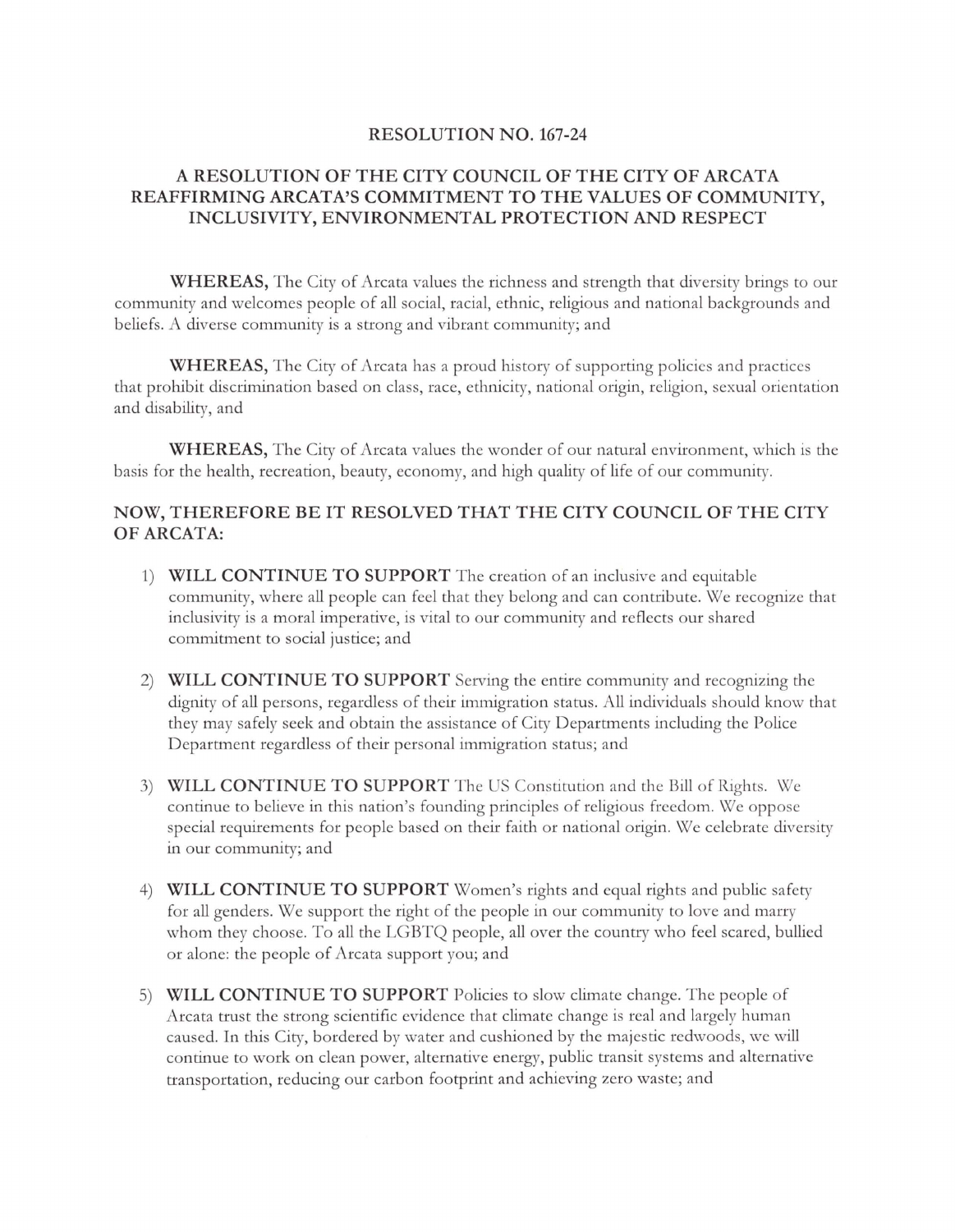# RESOLUTION NO. 167-24

## A RESOLUTION OF THE CITY COUNCIL OF THE CITY OF ARCATA REAFFIRMING ARCATA'S COMMITMENT TO THE VALUES OF COMMUNITY, INCLUSIVITY, ENVIRONMENTAL PROTECTION AND RESPECT

**WHEREAS,** The City of Arcata values the richness and strength that diversity brings to our community and welcomes people of all social, racial, ethnic, religious and national backgrounds and beliefs. A diverse community is a strong and vibrant community; and

**WHEREAS,** The City of Arcata has a proud history of supporting policies and practices that prohibit discrimination based on class, race, ethnicity, national origin, religion, sexual orientation and disability, and

**WHEREAS,** The City of Arcata values the wonder of our natural environment, which is the basis for the health, recreation, beauty, economy, and high quality of life of our community.

### NOW, THEREFORE BE IT RESOLVED THAT THE CITY COUNCIL OF THE CITY OF ARCATA:

1) **WILL CONTINUE TO SUPPORT** The creation of an inclusive and equitable community, where all people can feel that they belong and can contribute. We recognize that inclusivity is a moral imperative, is vital to our community and reflects our shared commitment to social justice; and

2) **WILL CONTINUE TO SUPPORT** Serving the entire community and recognizing the dignity of all persons, regardless of their immigration status. All individuals should know that they may safely seek and obtain the assistance of City Departments including the Police Department regardless of their personal immigration status; and

3) **WILL CONTINUE TO SUPPORT** The US Constitution and the Bill of Rights. We continue to believe in this nation's founding principles of religious freedom. We oppose special requirements for people based on their faith or national origin. We celebrate diversity in our community; and

4) **WILL CONTINUE TO SUPPORT** Women's rights and equal rights and public safety for all genders. We support the right of the people in our community to love and marry whom they choose. To all the LGBTQ people, all over the country who feel scared, bullied or alone: the people of Arcata support you; and

5) **WILL CONTINUE TO SUPPORT** Policies to slow climate change. The people of Arcata trust the strong scientific evidence that climate change is real and largely human caused. In this City, bordered by water and cushioned by the majestic redwoods, we will continue to work on clean power, alternative energy, public transit systems and alternative transportation, reducing our carbon footprint and achieving zero waste; and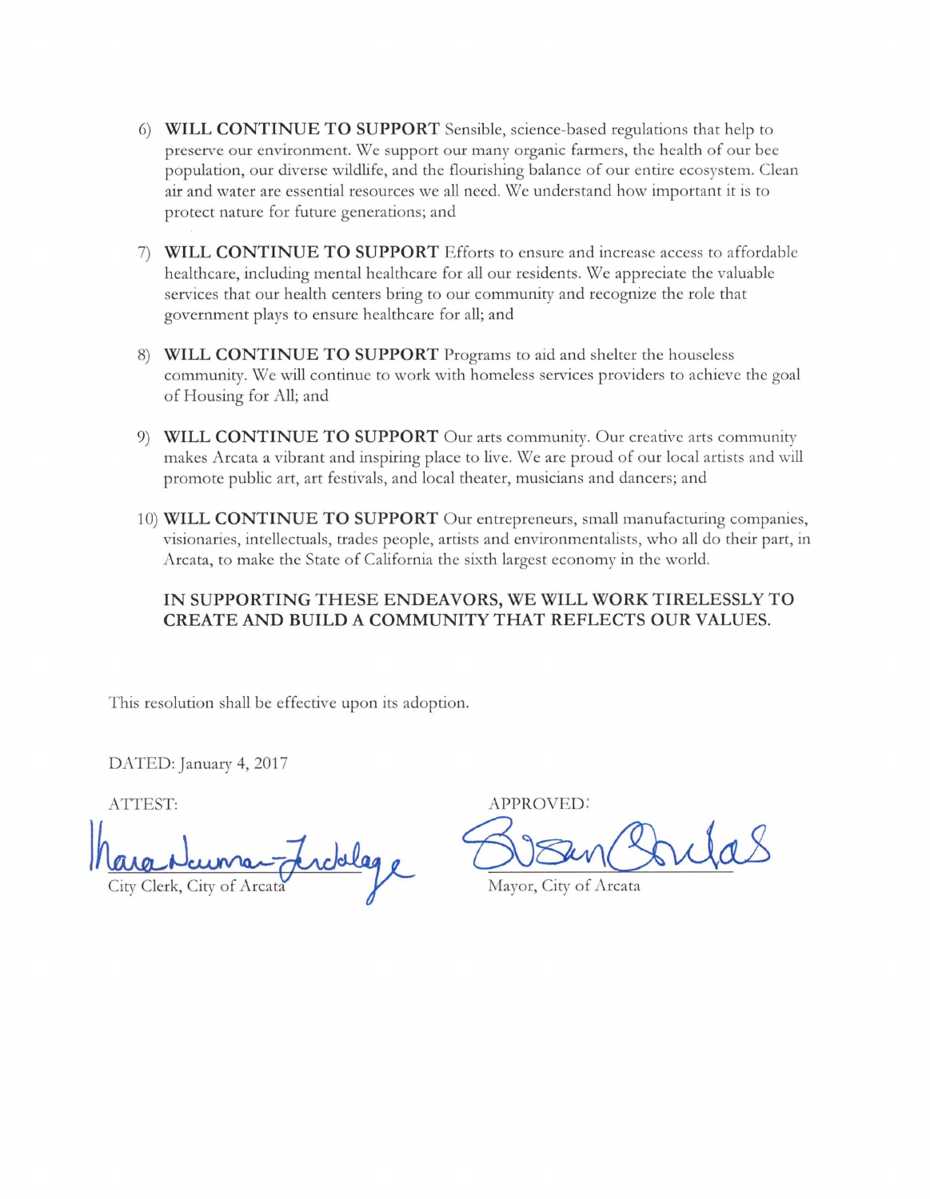6) **WILL CONTINUE TO SUPPORT** Sensible, science-based regulations that help to preserve our environment. We support our many organic farmers, the health of our bee population, our diverse wildlife, and the flourishing balance of our entire ecosystem. Clean air and water are essential resources we all need. We understand how important it is to protect nature for future generations; and

7) **WILL CONTINUE TO SUPPORT** Efforts to ensure and increase access to affordable healthcare, including mental healthcare for all our residents. We appreciate the valuable services that our health centers bring to our community and recognize the role that government plays to ensure healthcare for all; and

8) **WILL CONTINUE TO SUPPORT** Programs to aid and shelter the houseless community. We will continue to work with homeless services providers to achieve the goal of Housing for All; and

9) **WILL CONTINUE TO SUPPORT** Our arts community. Our creative arts community makes Arcata a vibrant and inspiring place to live. We are proud of our local artists and will promote public art, art festivals, and local theater, musicians and dancers; and

10) **WILL CONTINUE TO SUPPORT** Our entrepreneurs, small manufacturing companies, visionaries, intellectuals, trades people, artists and environmentalists, who all do their part, in Arcata, to make the State of California the sixth largest economy in the world.

**IN SUPPORTING THESE ENDEAVORS, WE WILL WORK TIRELESSLY TO CREATE AND BUILD A COMMUNITY THAT REFLECTS OUR VALUES.**

This resolution shall be effective upon its adoption.

DATED: January 4, 2017

ATTEST:

City Clerk, City of Arcata

APPROVED:

Mayor, City of Arcata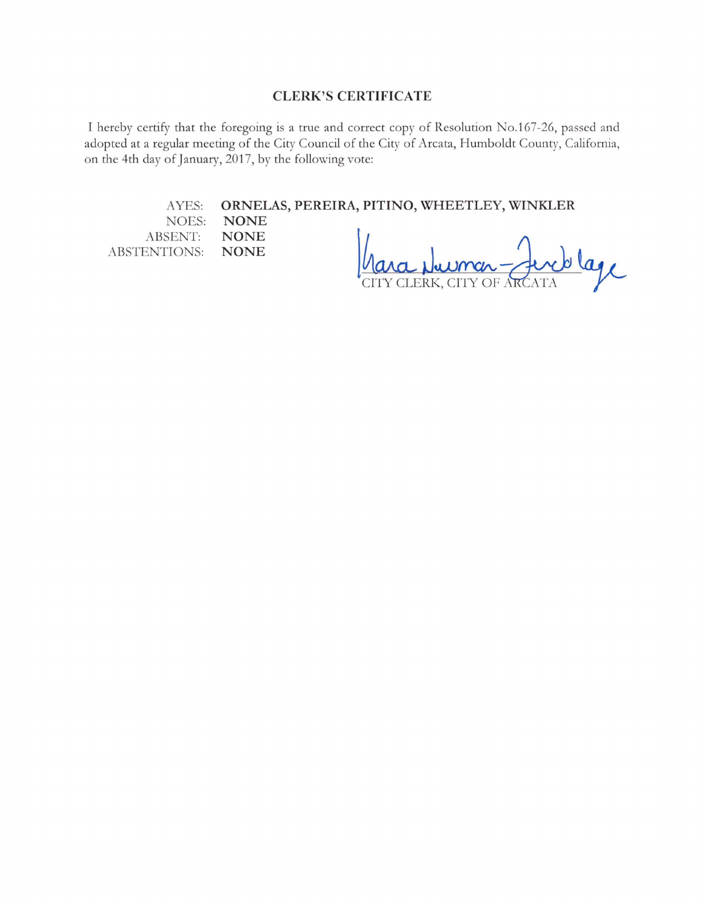## CLERK'S CERTIFICATE

I hereby certify that the foregoing is a true and correct copy of Resolution No.167-26, passed and adopted at a regular meeting of the City Council of the City of Arcata, Humboldt County, California, on the 4th day of January, 2017, by the following vote:

AYES: **ORNELAS, PEREIRA, PITINO, WHEETLEY, WINKLER**
NOES: **NONE**
ABSENT: **NONE**
ABSTENTIONS: **NONE**

Kara Newman-Fuchslage

CITY CLERK, CITY OF ARCATA